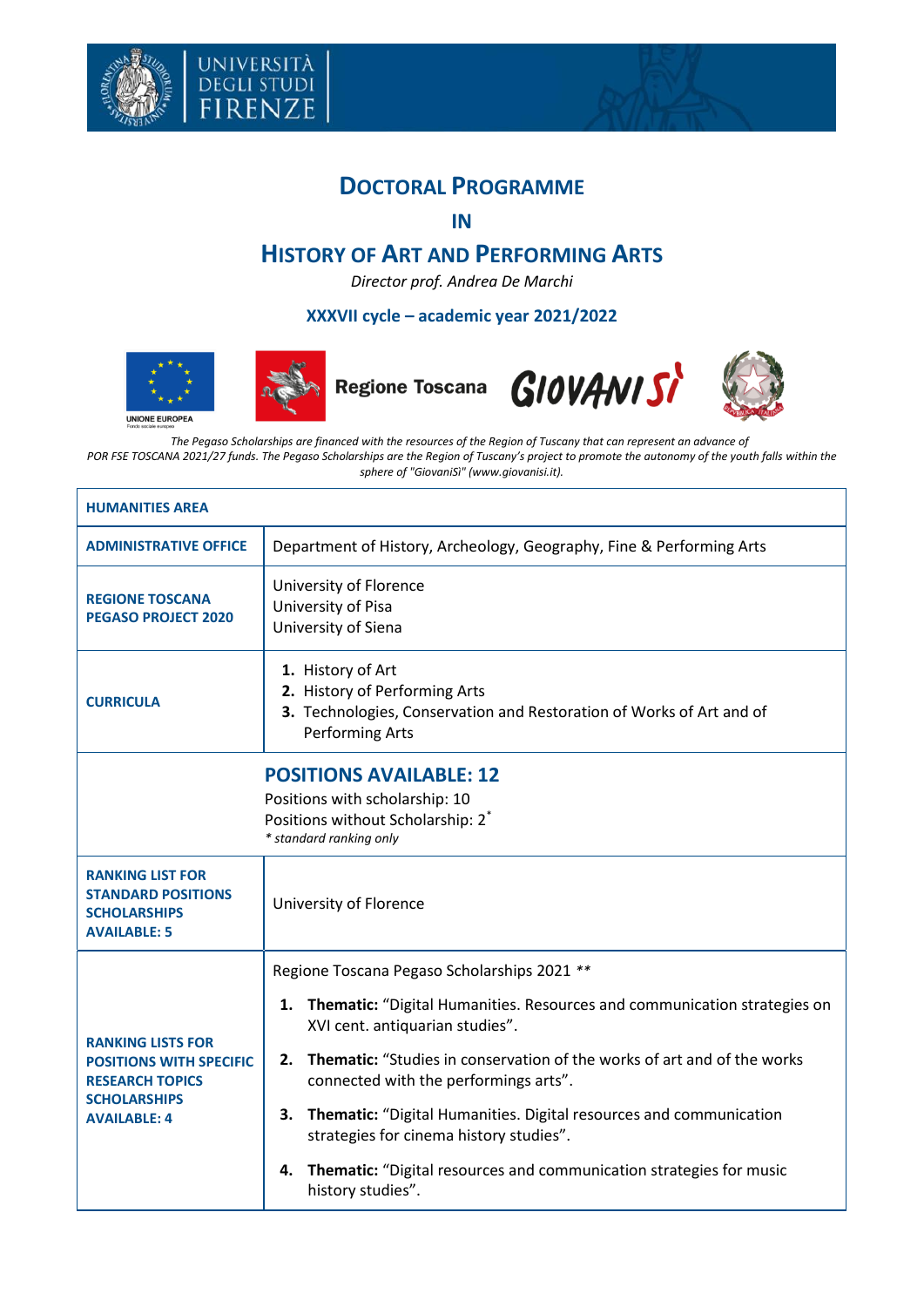# DOCTORAL PROGRAMME

## IN

# HISTORY OF ART AND PERFORMING ARTS

*Director prof. Andrea De Marchi*

**XXXVII cycle – academic year 2021/2022**

Regione Toscana GIOVANISÌ

*The Pegaso Scholarships are financed with the resources of the Region of Tuscany that can represent an advance of POR FSE TOSCANA 2021/27 funds. The Pegaso Scholarships are the Region of Tuscany's project to promote the autonomy of the youth falls within the sphere of "GiovaniSì" (www.giovanisi.it).*

| **HUMANITIES AREA** | |
|---|---|
| **ADMINISTRATIVE OFFICE** | Department of History, Archeology, Geography, Fine & Performing Arts |
| **REGIONE TOSCANA PEGASO PROJECT 2020** | University of Florence<br>University of Pisa<br>University of Siena |
| **CURRICULA** | **1.** History of Art<br>**2.** History of Performing Arts<br>**3.** Technologies, Conservation and Restoration of Works of Art and of Performing Arts |
| | **POSITIONS AVAILABLE: 12**<br>Positions with scholarship: 10<br>Positions without Scholarship: 2*<br>*\* standard ranking only* |
| **RANKING LIST FOR STANDARD POSITIONS SCHOLARSHIPS AVAILABLE: 5** | University of Florence |
| **RANKING LISTS FOR POSITIONS WITH SPECIFIC RESEARCH TOPICS SCHOLARSHIPS AVAILABLE: 4** | Regione Toscana Pegaso Scholarships 2021 **<br>**1. Thematic:** "Digital Humanities. Resources and communication strategies on XVI cent. antiquarian studies".<br>**2. Thematic:** "Studies in conservation of the works of art and of the works connected with the performings arts".<br>**3. Thematic:** "Digital Humanities. Digital resources and communication strategies for cinema history studies".<br>**4. Thematic:** "Digital resources and communication strategies for music history studies". |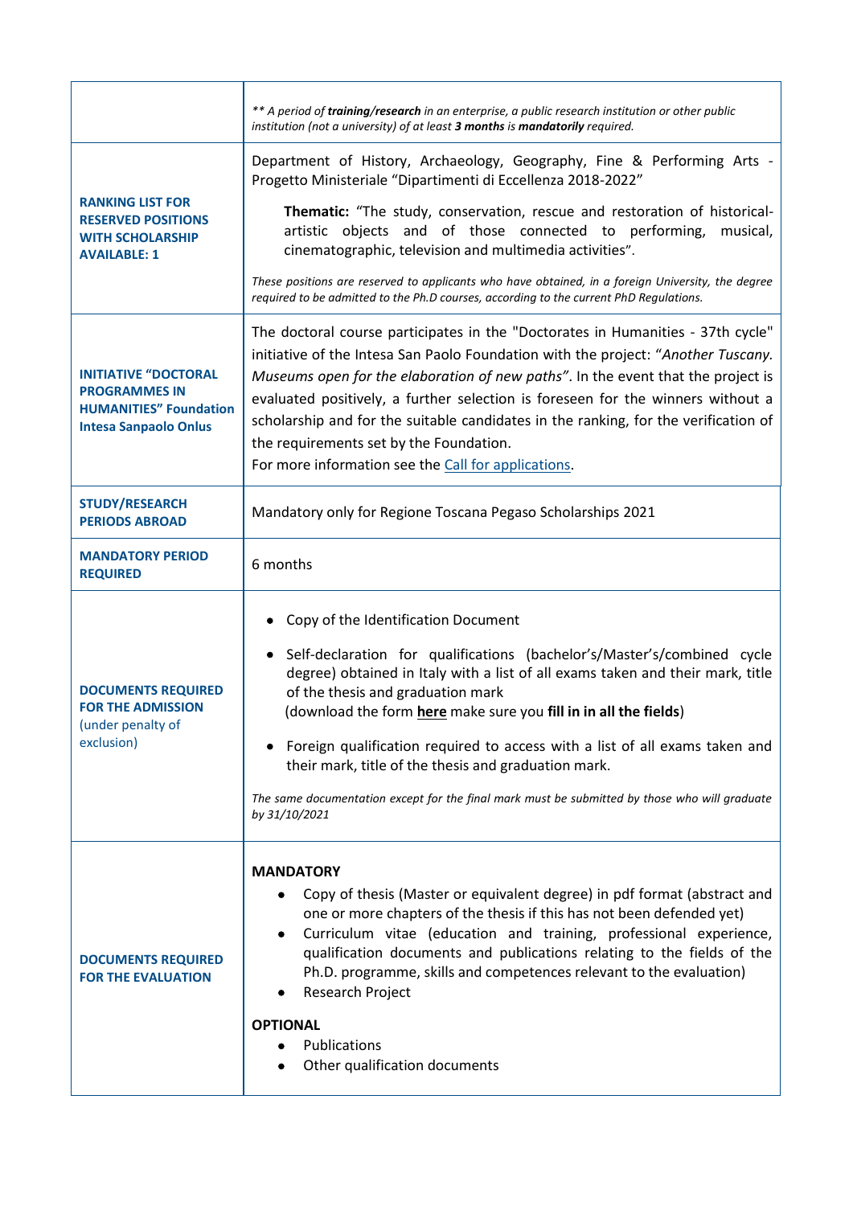| | |
|---|---|
| | *\*\* A period of **training/research** in an enterprise, a public research institution or other public institution (not a university) of at least **3 months** is **mandatorily** required.* |
| **RANKING LIST FOR RESERVED POSITIONS WITH SCHOLARSHIP AVAILABLE: 1** | Department of History, Archaeology, Geography, Fine & Performing Arts - Progetto Ministeriale "Dipartimenti di Eccellenza 2018-2022"<br><br>**Thematic:** "The study, conservation, rescue and restoration of historical-artistic objects and of those connected to performing, musical, cinematographic, television and multimedia activities".<br><br>*These positions are reserved to applicants who have obtained, in a foreign University, the degree required to be admitted to the Ph.D courses, according to the current PhD Regulations.* |
| **INITIATIVE "DOCTORAL PROGRAMMES IN HUMANITIES" Foundation Intesa Sanpaolo Onlus** | The doctoral course participates in the "Doctorates in Humanities - 37th cycle" initiative of the Intesa San Paolo Foundation with the project: "*Another Tuscany. Museums open for the elaboration of new paths*". In the event that the project is evaluated positively, a further selection is foreseen for the winners without a scholarship and for the suitable candidates in the ranking, for the verification of the requirements set by the Foundation.<br>For more information see the Call for applications. |
| **STUDY/RESEARCH PERIODS ABROAD** | Mandatory only for Regione Toscana Pegaso Scholarships 2021 |
| **MANDATORY PERIOD REQUIRED** | 6 months |
| **DOCUMENTS REQUIRED FOR THE ADMISSION** (under penalty of exclusion) | • Copy of the Identification Document<br>• Self-declaration for qualifications (bachelor's/Master's/combined cycle degree) obtained in Italy with a list of all exams taken and their mark, title of the thesis and graduation mark (download the form **here** make sure you **fill in in all the fields**)<br>• Foreign qualification required to access with a list of all exams taken and their mark, title of the thesis and graduation mark.<br><br>*The same documentation except for the final mark must be submitted by those who will graduate by 31/10/2021* |
| **DOCUMENTS REQUIRED FOR THE EVALUATION** | **MANDATORY**<br>• Copy of thesis (Master or equivalent degree) in pdf format (abstract and one or more chapters of the thesis if this has not been defended yet)<br>• Curriculum vitae (education and training, professional experience, qualification documents and publications relating to the fields of the Ph.D. programme, skills and competences relevant to the evaluation)<br>• Research Project<br><br>**OPTIONAL**<br>• Publications<br>• Other qualification documents |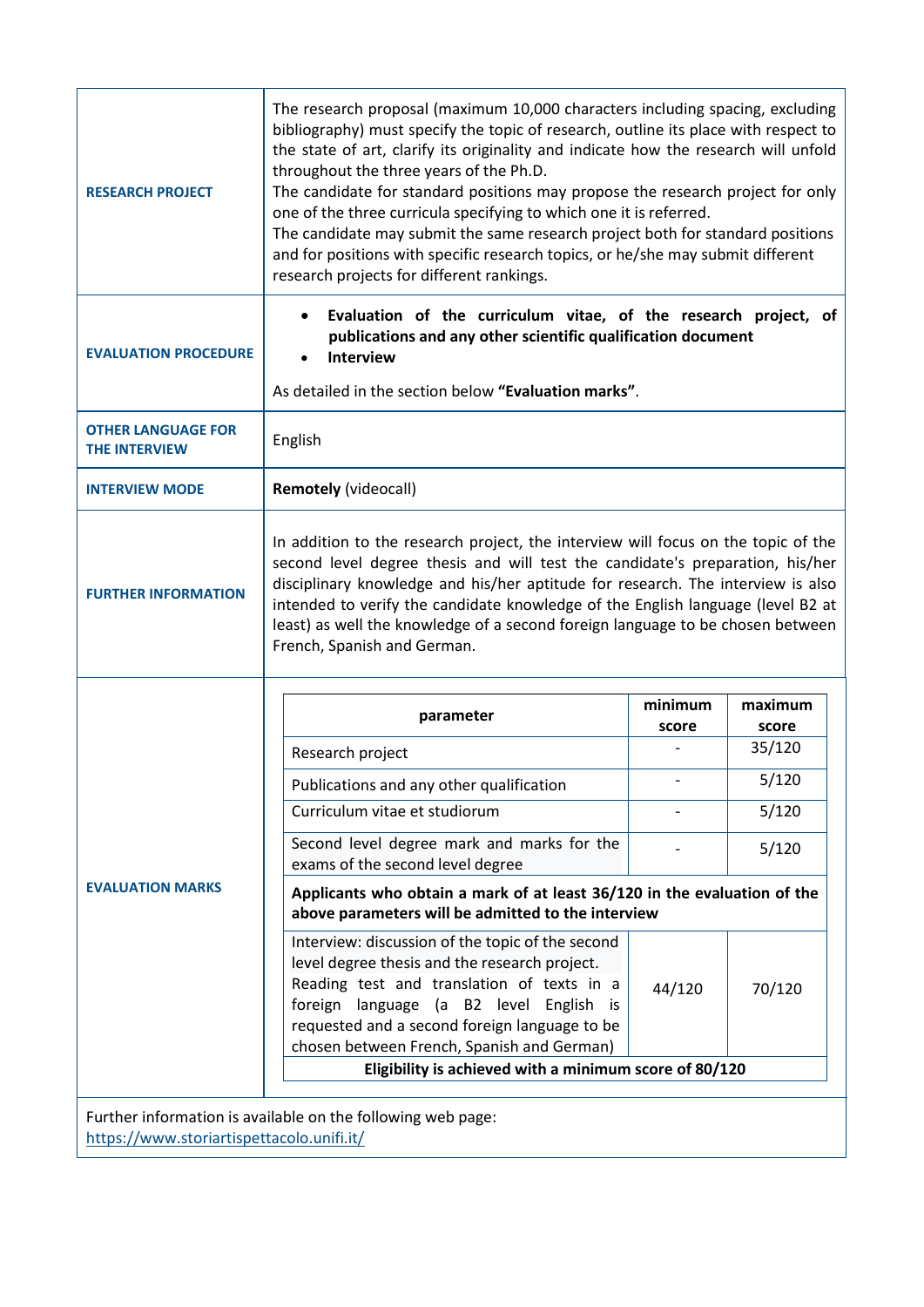| | |
|---|---|
| **RESEARCH PROJECT** | The research proposal (maximum 10,000 characters including spacing, excluding bibliography) must specify the topic of research, outline its place with respect to the state of art, clarify its originality and indicate how the research will unfold throughout the three years of the Ph.D.<br>The candidate for standard positions may propose the research project for only one of the three curricula specifying to which one it is referred.<br>The candidate may submit the same research project both for standard positions and for positions with specific research topics, or he/she may submit different research projects for different rankings. |
| **EVALUATION PROCEDURE** | • **Evaluation of the curriculum vitae, of the research project, of publications and any other scientific qualification document**<br>• **Interview**<br><br>As detailed in the section below **"Evaluation marks"**. |
| **OTHER LANGUAGE FOR THE INTERVIEW** | English |
| **INTERVIEW MODE** | **Remotely** (videocall) |
| **FURTHER INFORMATION** | In addition to the research project, the interview will focus on the topic of the second level degree thesis and will test the candidate's preparation, his/her disciplinary knowledge and his/her aptitude for research. The interview is also intended to verify the candidate knowledge of the English language (level B2 at least) as well the knowledge of a second foreign language to be chosen between French, Spanish and German. |

**EVALUATION MARKS**

| parameter | minimum score | maximum score |
|---|---|---|
| Research project | - | 35/120 |
| Publications and any other qualification | - | 5/120 |
| Curriculum vitae et studiorum | - | 5/120 |
| Second level degree mark and marks for the exams of the second level degree | - | 5/120 |
| **Applicants who obtain a mark of at least 36/120 in the evaluation of the above parameters will be admitted to the interview** | | |
| Interview: discussion of the topic of the second level degree thesis and the research project. Reading test and translation of texts in a foreign language (a B2 level English is requested and a second foreign language to be chosen between French, Spanish and German) | 44/120 | 70/120 |
| **Eligibility is achieved with a minimum score of 80/120** | | |

Further information is available on the following web page: https://www.storiartispettacolo.unifi.it/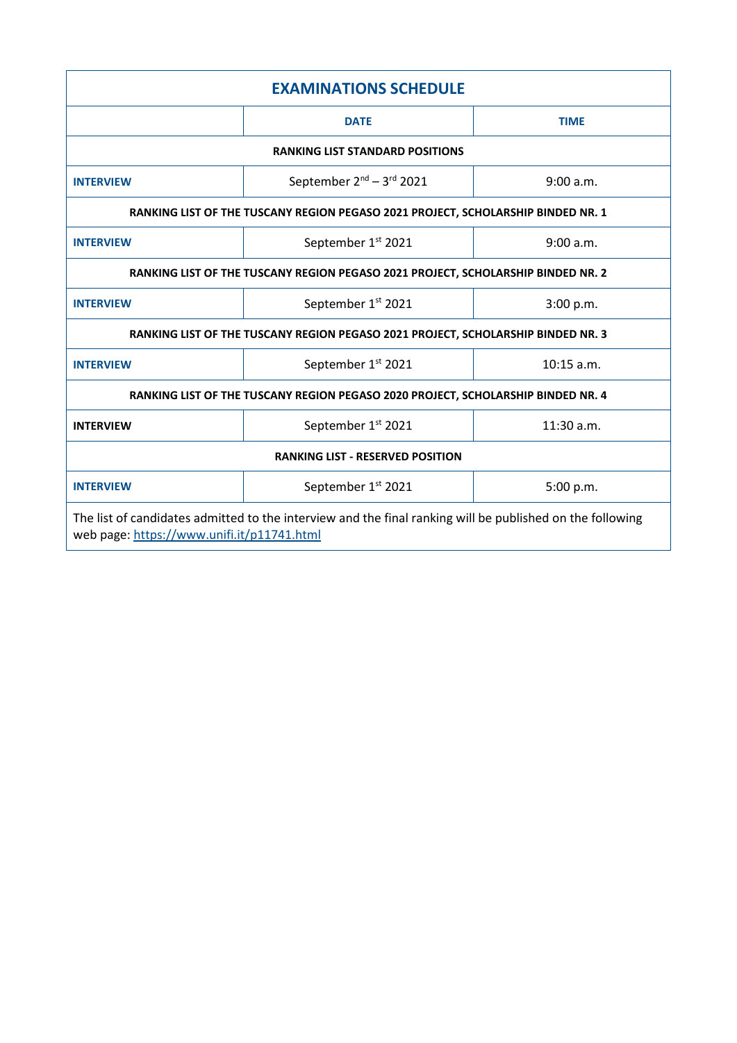| EXAMINATIONS SCHEDULE | | |
|---|---|---|
| | **DATE** | **TIME** |
| **RANKING LIST STANDARD POSITIONS** | | |
| **INTERVIEW** | September 2nd – 3rd 2021 | 9:00 a.m. |
| **RANKING LIST OF THE TUSCANY REGION PEGASO 2021 PROJECT, SCHOLARSHIP BINDED NR. 1** | | |
| **INTERVIEW** | September 1st 2021 | 9:00 a.m. |
| **RANKING LIST OF THE TUSCANY REGION PEGASO 2021 PROJECT, SCHOLARSHIP BINDED NR. 2** | | |
| **INTERVIEW** | September 1st 2021 | 3:00 p.m. |
| **RANKING LIST OF THE TUSCANY REGION PEGASO 2021 PROJECT, SCHOLARSHIP BINDED NR. 3** | | |
| **INTERVIEW** | September 1st 2021 | 10:15 a.m. |
| **RANKING LIST OF THE TUSCANY REGION PEGASO 2020 PROJECT, SCHOLARSHIP BINDED NR. 4** | | |
| **INTERVIEW** | September 1st 2021 | 11:30 a.m. |
| **RANKING LIST - RESERVED POSITION** | | |
| **INTERVIEW** | September 1st 2021 | 5:00 p.m. |
| The list of candidates admitted to the interview and the final ranking will be published on the following web page: https://www.unifi.it/p11741.html | | |